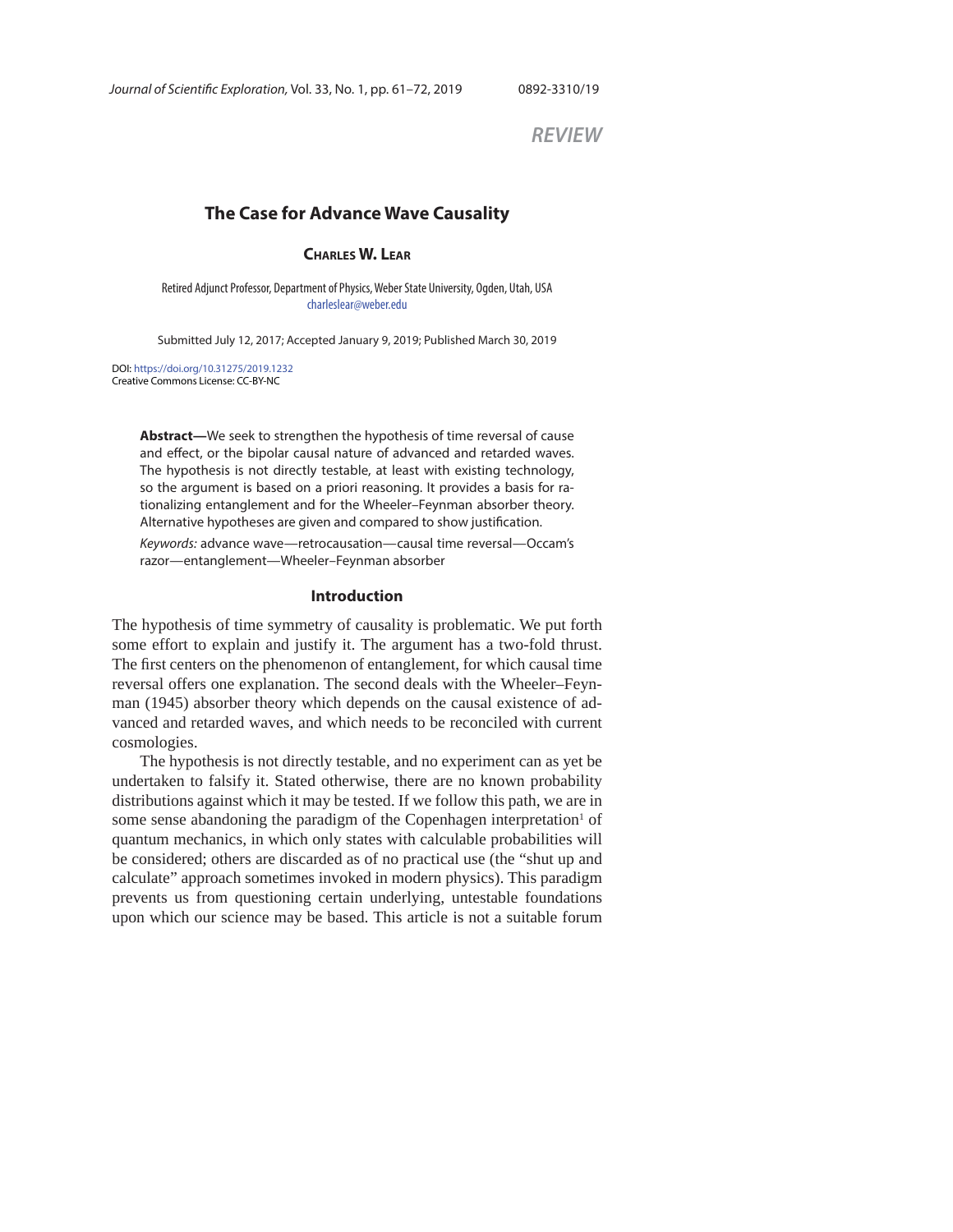*REVIEW*

# The Case for Advance Wave Causality

**Charles W. Lear**

Retired Adjunct Professor, Department of Physics, Weber State University, Ogden, Utah, USA
charleslear@weber.edu

Submitted July 12, 2017; Accepted January 9, 2019; Published March 30, 2019

DOI: https://doi.org/10.31275/2019.1232
Creative Commons License: CC-BY-NC

**Abstract—**We seek to strengthen the hypothesis of time reversal of cause and effect, or the bipolar causal nature of advanced and retarded waves. The hypothesis is not directly testable, at least with existing technology, so the argument is based on a priori reasoning. It provides a basis for rationalizing entanglement and for the Wheeler–Feynman absorber theory. Alternative hypotheses are given and compared to show justification.

*Keywords:* advance wave—retrocausation—causal time reversal—Occam's razor—entanglement—Wheeler–Feynman absorber

## Introduction

The hypothesis of time symmetry of causality is problematic. We put forth some effort to explain and justify it. The argument has a two-fold thrust. The first centers on the phenomenon of entanglement, for which causal time reversal offers one explanation. The second deals with the Wheeler–Feynman (1945) absorber theory which depends on the causal existence of advanced and retarded waves, and which needs to be reconciled with current cosmologies.

The hypothesis is not directly testable, and no experiment can as yet be undertaken to falsify it. Stated otherwise, there are no known probability distributions against which it may be tested. If we follow this path, we are in some sense abandoning the paradigm of the Copenhagen interpretation[1] of quantum mechanics, in which only states with calculable probabilities will be considered; others are discarded as of no practical use (the "shut up and calculate" approach sometimes invoked in modern physics). This paradigm prevents us from questioning certain underlying, untestable foundations upon which our science may be based. This article is not a suitable forum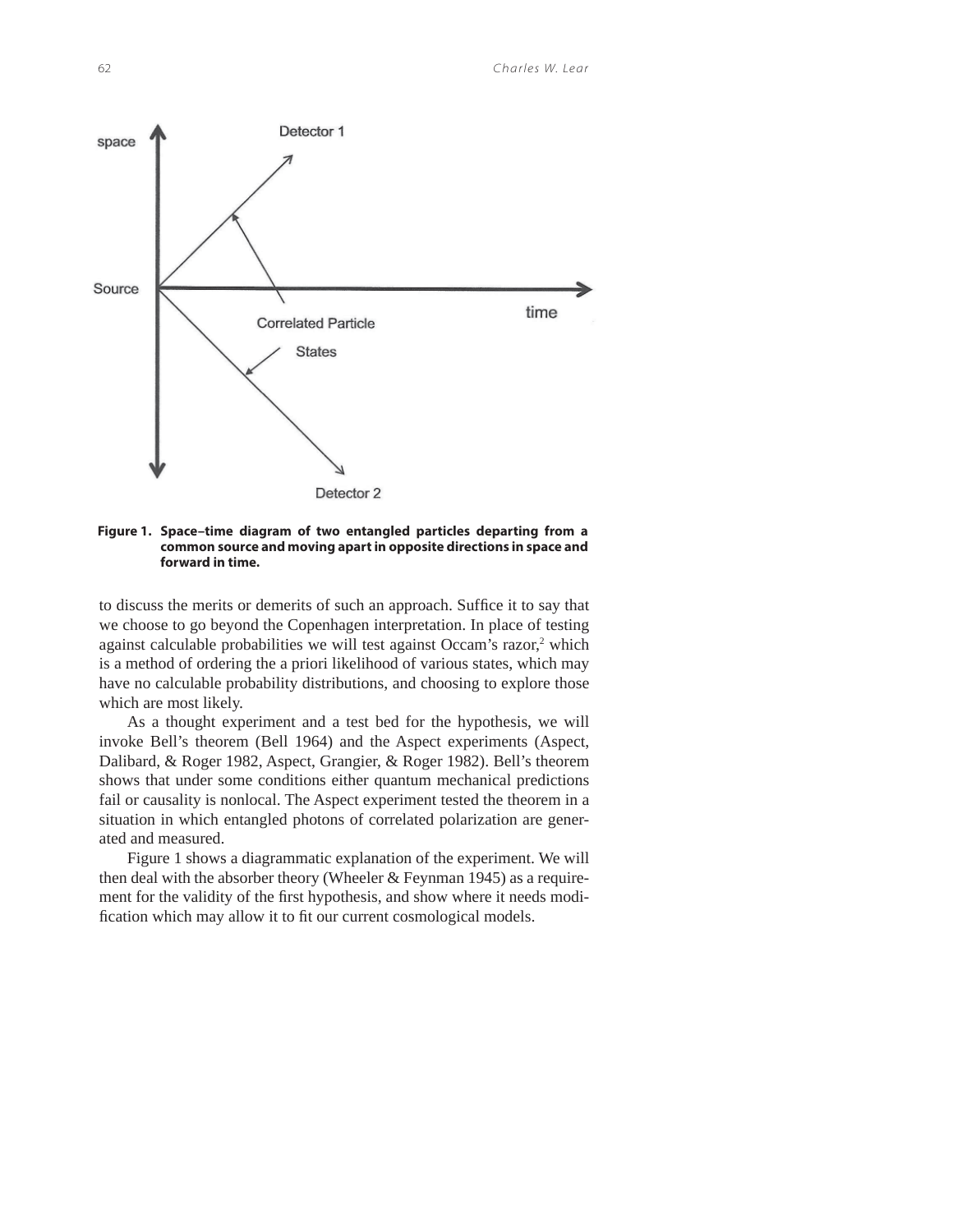**Figure 1. Space–time diagram of two entangled particles departing from a common source and moving apart in opposite directions in space and forward in time.**

to discuss the merits or demerits of such an approach. Suffice it to say that we choose to go beyond the Copenhagen interpretation. In place of testing against calculable probabilities we will test against Occam's razor,[2] which is a method of ordering the a priori likelihood of various states, which may have no calculable probability distributions, and choosing to explore those which are most likely.

As a thought experiment and a test bed for the hypothesis, we will invoke Bell's theorem (Bell 1964) and the Aspect experiments (Aspect, Dalibard, & Roger 1982, Aspect, Grangier, & Roger 1982). Bell's theorem shows that under some conditions either quantum mechanical predictions fail or causality is nonlocal. The Aspect experiment tested the theorem in a situation in which entangled photons of correlated polarization are generated and measured.

Figure 1 shows a diagrammatic explanation of the experiment. We will then deal with the absorber theory (Wheeler & Feynman 1945) as a requirement for the validity of the first hypothesis, and show where it needs modification which may allow it to fit our current cosmological models.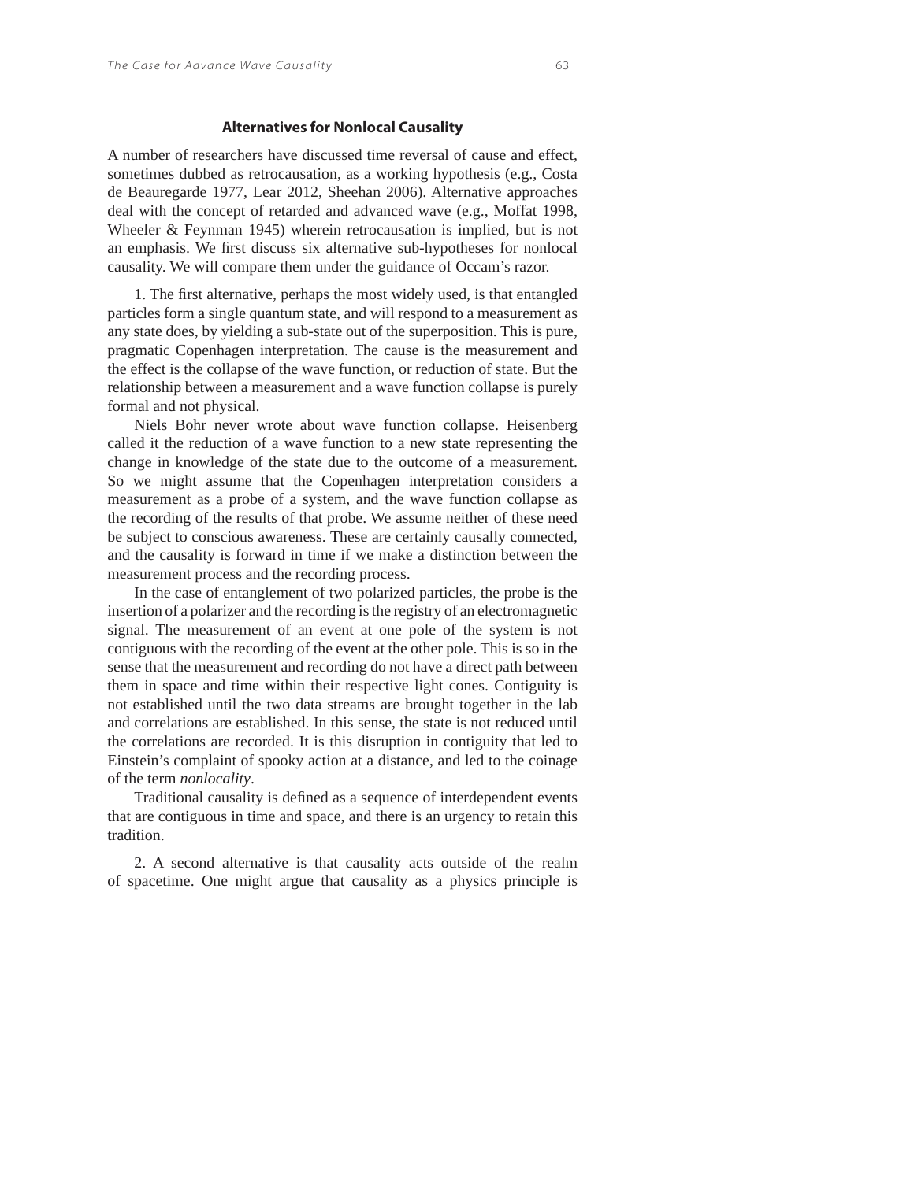### Alternatives for Nonlocal Causality

A number of researchers have discussed time reversal of cause and effect, sometimes dubbed as retrocausation, as a working hypothesis (e.g., Costa de Beauregarde 1977, Lear 2012, Sheehan 2006). Alternative approaches deal with the concept of retarded and advanced wave (e.g., Moffat 1998, Wheeler & Feynman 1945) wherein retrocausation is implied, but is not an emphasis. We first discuss six alternative sub-hypotheses for nonlocal causality. We will compare them under the guidance of Occam's razor.

1. The first alternative, perhaps the most widely used, is that entangled particles form a single quantum state, and will respond to a measurement as any state does, by yielding a sub-state out of the superposition. This is pure, pragmatic Copenhagen interpretation. The cause is the measurement and the effect is the collapse of the wave function, or reduction of state. But the relationship between a measurement and a wave function collapse is purely formal and not physical.

Niels Bohr never wrote about wave function collapse. Heisenberg called it the reduction of a wave function to a new state representing the change in knowledge of the state due to the outcome of a measurement. So we might assume that the Copenhagen interpretation considers a measurement as a probe of a system, and the wave function collapse as the recording of the results of that probe. We assume neither of these need be subject to conscious awareness. These are certainly causally connected, and the causality is forward in time if we make a distinction between the measurement process and the recording process.

In the case of entanglement of two polarized particles, the probe is the insertion of a polarizer and the recording is the registry of an electromagnetic signal. The measurement of an event at one pole of the system is not contiguous with the recording of the event at the other pole. This is so in the sense that the measurement and recording do not have a direct path between them in space and time within their respective light cones. Contiguity is not established until the two data streams are brought together in the lab and correlations are established. In this sense, the state is not reduced until the correlations are recorded. It is this disruption in contiguity that led to Einstein's complaint of spooky action at a distance, and led to the coinage of the term *nonlocality*.

Traditional causality is defined as a sequence of interdependent events that are contiguous in time and space, and there is an urgency to retain this tradition.

2. A second alternative is that causality acts outside of the realm of spacetime. One might argue that causality as a physics principle is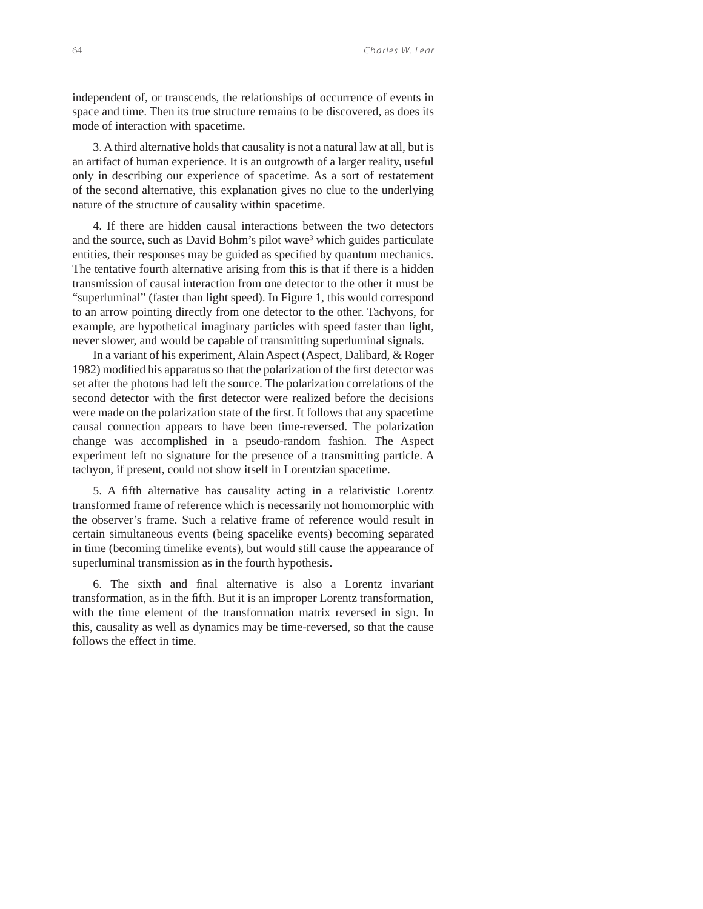independent of, or transcends, the relationships of occurrence of events in space and time. Then its true structure remains to be discovered, as does its mode of interaction with spacetime.

3. A third alternative holds that causality is not a natural law at all, but is an artifact of human experience. It is an outgrowth of a larger reality, useful only in describing our experience of spacetime. As a sort of restatement of the second alternative, this explanation gives no clue to the underlying nature of the structure of causality within spacetime.

4. If there are hidden causal interactions between the two detectors and the source, such as David Bohm's pilot wave[3] which guides particulate entities, their responses may be guided as specified by quantum mechanics. The tentative fourth alternative arising from this is that if there is a hidden transmission of causal interaction from one detector to the other it must be "superluminal" (faster than light speed). In Figure 1, this would correspond to an arrow pointing directly from one detector to the other. Tachyons, for example, are hypothetical imaginary particles with speed faster than light, never slower, and would be capable of transmitting superluminal signals.

In a variant of his experiment, Alain Aspect (Aspect, Dalibard, & Roger 1982) modified his apparatus so that the polarization of the first detector was set after the photons had left the source. The polarization correlations of the second detector with the first detector were realized before the decisions were made on the polarization state of the first. It follows that any spacetime causal connection appears to have been time-reversed. The polarization change was accomplished in a pseudo-random fashion. The Aspect experiment left no signature for the presence of a transmitting particle. A tachyon, if present, could not show itself in Lorentzian spacetime.

5. A fifth alternative has causality acting in a relativistic Lorentz transformed frame of reference which is necessarily not homomorphic with the observer's frame. Such a relative frame of reference would result in certain simultaneous events (being spacelike events) becoming separated in time (becoming timelike events), but would still cause the appearance of superluminal transmission as in the fourth hypothesis.

6. The sixth and final alternative is also a Lorentz invariant transformation, as in the fifth. But it is an improper Lorentz transformation, with the time element of the transformation matrix reversed in sign. In this, causality as well as dynamics may be time-reversed, so that the cause follows the effect in time.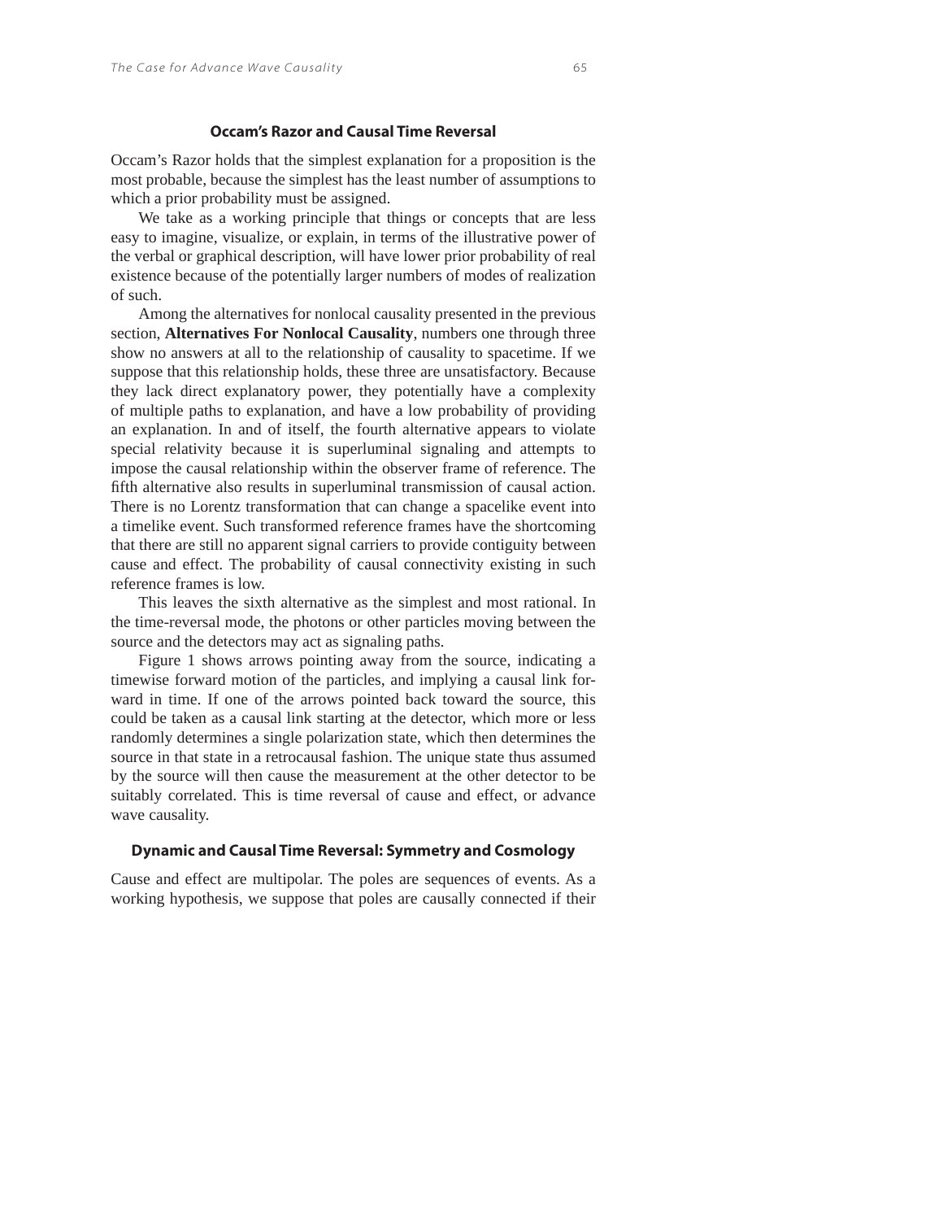## Occam's Razor and Causal Time Reversal

Occam's Razor holds that the simplest explanation for a proposition is the most probable, because the simplest has the least number of assumptions to which a prior probability must be assigned.

We take as a working principle that things or concepts that are less easy to imagine, visualize, or explain, in terms of the illustrative power of the verbal or graphical description, will have lower prior probability of real existence because of the potentially larger numbers of modes of realization of such.

Among the alternatives for nonlocal causality presented in the previous section, **Alternatives For Nonlocal Causality**, numbers one through three show no answers at all to the relationship of causality to spacetime. If we suppose that this relationship holds, these three are unsatisfactory. Because they lack direct explanatory power, they potentially have a complexity of multiple paths to explanation, and have a low probability of providing an explanation. In and of itself, the fourth alternative appears to violate special relativity because it is superluminal signaling and attempts to impose the causal relationship within the observer frame of reference. The fifth alternative also results in superluminal transmission of causal action. There is no Lorentz transformation that can change a spacelike event into a timelike event. Such transformed reference frames have the shortcoming that there are still no apparent signal carriers to provide contiguity between cause and effect. The probability of causal connectivity existing in such reference frames is low.

This leaves the sixth alternative as the simplest and most rational. In the time-reversal mode, the photons or other particles moving between the source and the detectors may act as signaling paths.

Figure 1 shows arrows pointing away from the source, indicating a timewise forward motion of the particles, and implying a causal link forward in time. If one of the arrows pointed back toward the source, this could be taken as a causal link starting at the detector, which more or less randomly determines a single polarization state, which then determines the source in that state in a retrocausal fashion. The unique state thus assumed by the source will then cause the measurement at the other detector to be suitably correlated. This is time reversal of cause and effect, or advance wave causality.

## Dynamic and Causal Time Reversal: Symmetry and Cosmology

Cause and effect are multipolar. The poles are sequences of events. As a working hypothesis, we suppose that poles are causally connected if their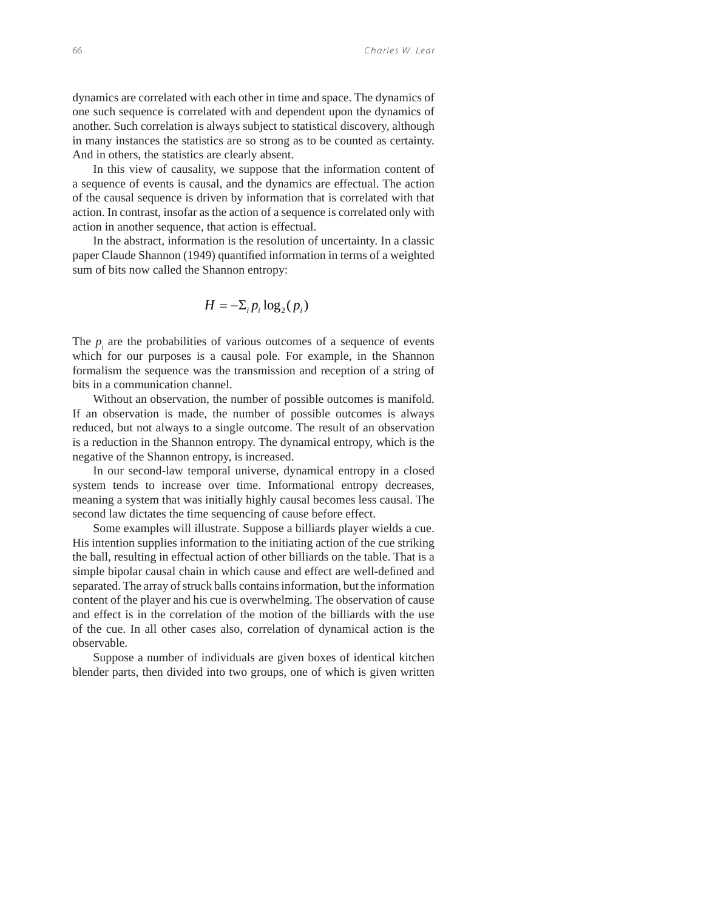dynamics are correlated with each other in time and space. The dynamics of one such sequence is correlated with and dependent upon the dynamics of another. Such correlation is always subject to statistical discovery, although in many instances the statistics are so strong as to be counted as certainty. And in others, the statistics are clearly absent.

In this view of causality, we suppose that the information content of a sequence of events is causal, and the dynamics are effectual. The action of the causal sequence is driven by information that is correlated with that action. In contrast, insofar as the action of a sequence is correlated only with action in another sequence, that action is effectual.

In the abstract, information is the resolution of uncertainty. In a classic paper Claude Shannon (1949) quantified information in terms of a weighted sum of bits now called the Shannon entropy:

$$H = -\Sigma_i p_i \log_2(p_i)$$

The $p_i$ are the probabilities of various outcomes of a sequence of events which for our purposes is a causal pole. For example, in the Shannon formalism the sequence was the transmission and reception of a string of bits in a communication channel.

Without an observation, the number of possible outcomes is manifold. If an observation is made, the number of possible outcomes is always reduced, but not always to a single outcome. The result of an observation is a reduction in the Shannon entropy. The dynamical entropy, which is the negative of the Shannon entropy, is increased.

In our second-law temporal universe, dynamical entropy in a closed system tends to increase over time. Informational entropy decreases, meaning a system that was initially highly causal becomes less causal. The second law dictates the time sequencing of cause before effect.

Some examples will illustrate. Suppose a billiards player wields a cue. His intention supplies information to the initiating action of the cue striking the ball, resulting in effectual action of other billiards on the table. That is a simple bipolar causal chain in which cause and effect are well-defined and separated. The array of struck balls contains information, but the information content of the player and his cue is overwhelming. The observation of cause and effect is in the correlation of the motion of the billiards with the use of the cue. In all other cases also, correlation of dynamical action is the observable.

Suppose a number of individuals are given boxes of identical kitchen blender parts, then divided into two groups, one of which is given written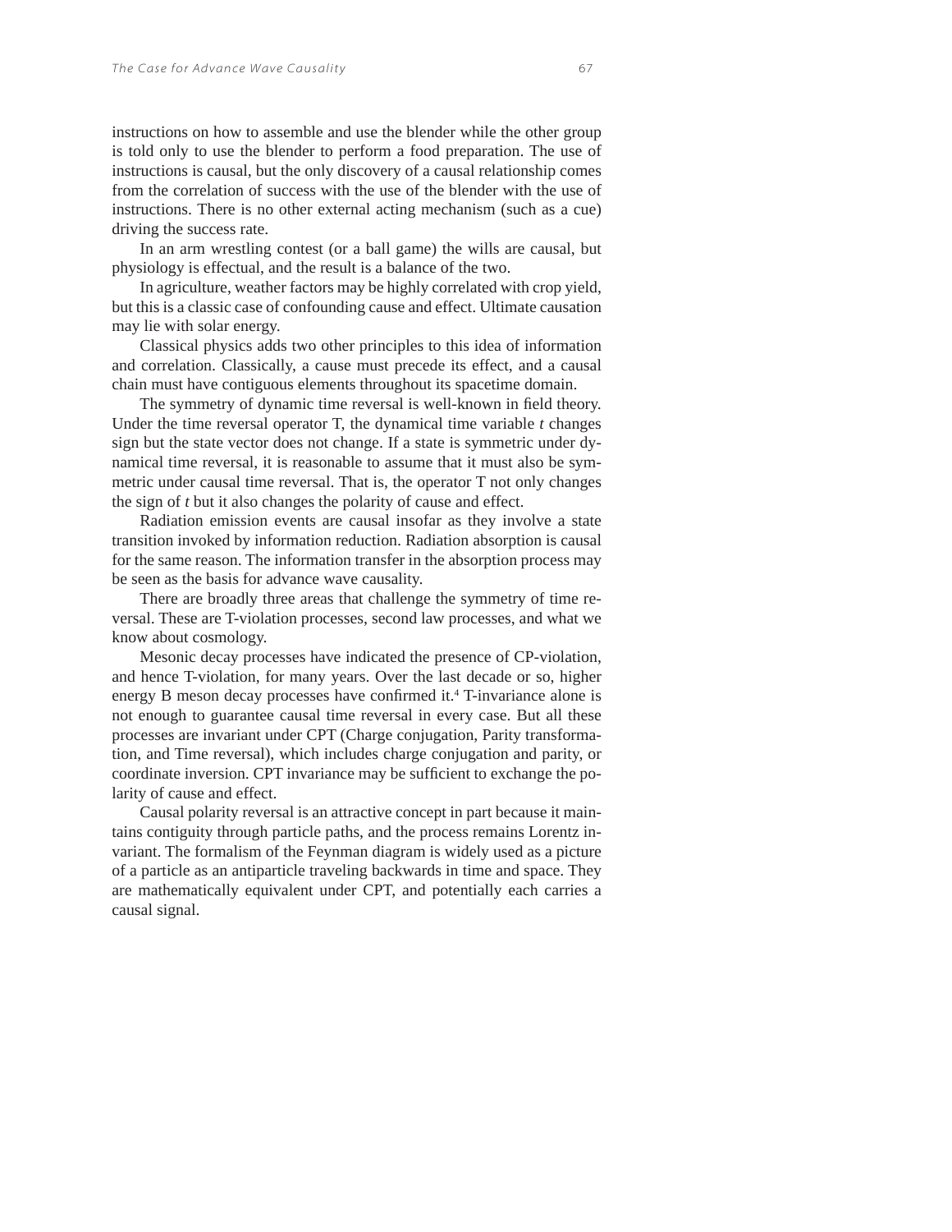instructions on how to assemble and use the blender while the other group is told only to use the blender to perform a food preparation. The use of instructions is causal, but the only discovery of a causal relationship comes from the correlation of success with the use of the blender with the use of instructions. There is no other external acting mechanism (such as a cue) driving the success rate.

In an arm wrestling contest (or a ball game) the wills are causal, but physiology is effectual, and the result is a balance of the two.

In agriculture, weather factors may be highly correlated with crop yield, but this is a classic case of confounding cause and effect. Ultimate causation may lie with solar energy.

Classical physics adds two other principles to this idea of information and correlation. Classically, a cause must precede its effect, and a causal chain must have contiguous elements throughout its spacetime domain.

The symmetry of dynamic time reversal is well-known in field theory. Under the time reversal operator T, the dynamical time variable *t* changes sign but the state vector does not change. If a state is symmetric under dynamical time reversal, it is reasonable to assume that it must also be symmetric under causal time reversal. That is, the operator T not only changes the sign of *t* but it also changes the polarity of cause and effect.

Radiation emission events are causal insofar as they involve a state transition invoked by information reduction. Radiation absorption is causal for the same reason. The information transfer in the absorption process may be seen as the basis for advance wave causality.

There are broadly three areas that challenge the symmetry of time reversal. These are T-violation processes, second law processes, and what we know about cosmology.

Mesonic decay processes have indicated the presence of CP-violation, and hence T-violation, for many years. Over the last decade or so, higher energy B meson decay processes have confirmed it.[4] T-invariance alone is not enough to guarantee causal time reversal in every case. But all these processes are invariant under CPT (Charge conjugation, Parity transformation, and Time reversal), which includes charge conjugation and parity, or coordinate inversion. CPT invariance may be sufficient to exchange the polarity of cause and effect.

Causal polarity reversal is an attractive concept in part because it maintains contiguity through particle paths, and the process remains Lorentz invariant. The formalism of the Feynman diagram is widely used as a picture of a particle as an antiparticle traveling backwards in time and space. They are mathematically equivalent under CPT, and potentially each carries a causal signal.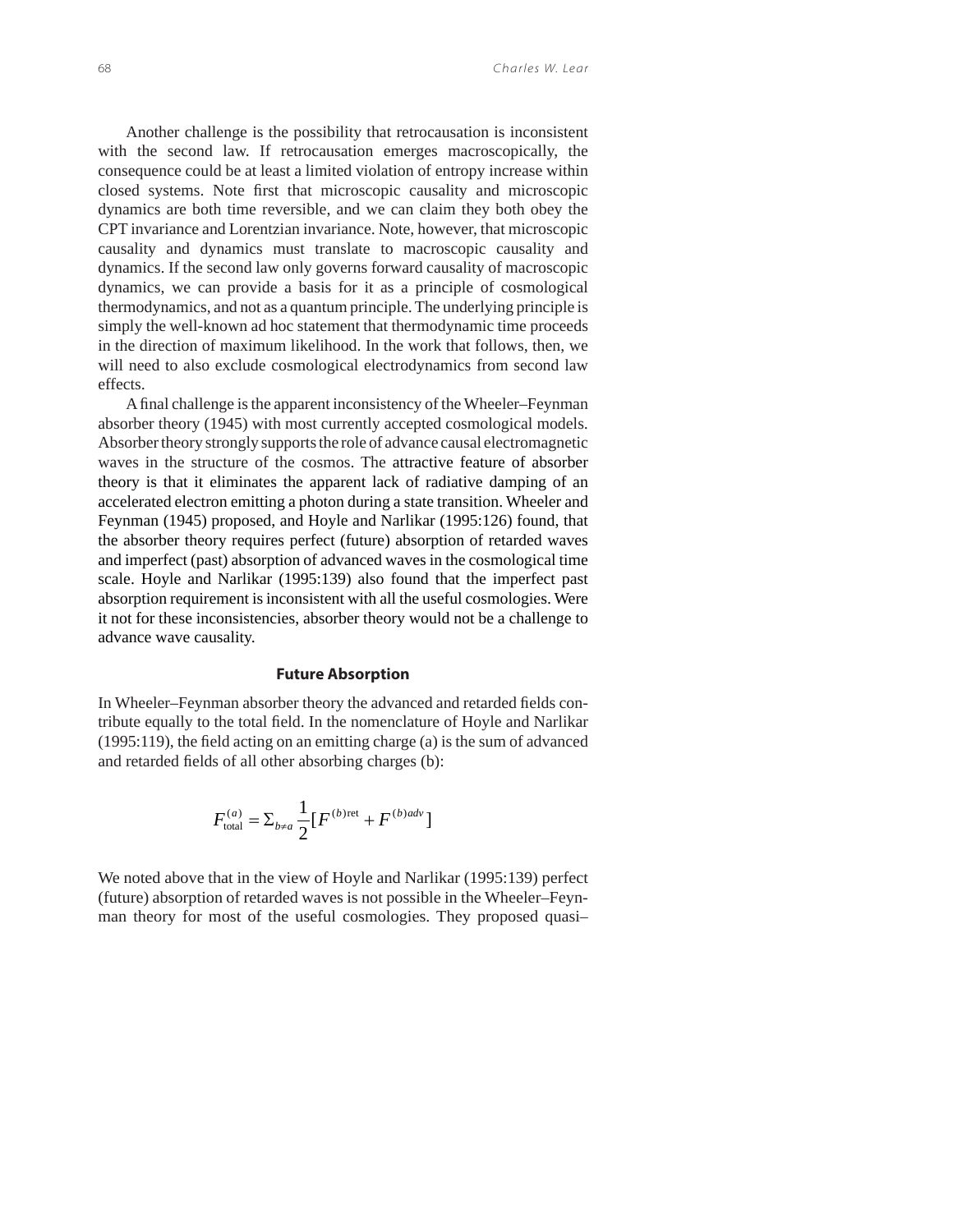Another challenge is the possibility that retrocausation is inconsistent with the second law. If retrocausation emerges macroscopically, the consequence could be at least a limited violation of entropy increase within closed systems. Note first that microscopic causality and microscopic dynamics are both time reversible, and we can claim they both obey the CPT invariance and Lorentzian invariance. Note, however, that microscopic causality and dynamics must translate to macroscopic causality and dynamics. If the second law only governs forward causality of macroscopic dynamics, we can provide a basis for it as a principle of cosmological thermodynamics, and not as a quantum principle. The underlying principle is simply the well-known ad hoc statement that thermodynamic time proceeds in the direction of maximum likelihood. In the work that follows, then, we will need to also exclude cosmological electrodynamics from second law effects.

A final challenge is the apparent inconsistency of the Wheeler–Feynman absorber theory (1945) with most currently accepted cosmological models. Absorber theory strongly supports the role of advance causal electromagnetic waves in the structure of the cosmos. The attractive feature of absorber theory is that it eliminates the apparent lack of radiative damping of an accelerated electron emitting a photon during a state transition. Wheeler and Feynman (1945) proposed, and Hoyle and Narlikar (1995:126) found, that the absorber theory requires perfect (future) absorption of retarded waves and imperfect (past) absorption of advanced waves in the cosmological time scale. Hoyle and Narlikar (1995:139) also found that the imperfect past absorption requirement is inconsistent with all the useful cosmologies. Were it not for these inconsistencies, absorber theory would not be a challenge to advance wave causality.

### Future Absorption

In Wheeler–Feynman absorber theory the advanced and retarded fields contribute equally to the total field. In the nomenclature of Hoyle and Narlikar (1995:119), the field acting on an emitting charge (a) is the sum of advanced and retarded fields of all other absorbing charges (b):

$$F^{(a)}_{\text{total}} = \Sigma_{b \neq a} \frac{1}{2}[F^{(b)\text{ret}} + F^{(b)adv}]$$

We noted above that in the view of Hoyle and Narlikar (1995:139) perfect (future) absorption of retarded waves is not possible in the Wheeler–Feynman theory for most of the useful cosmologies. They proposed quasi–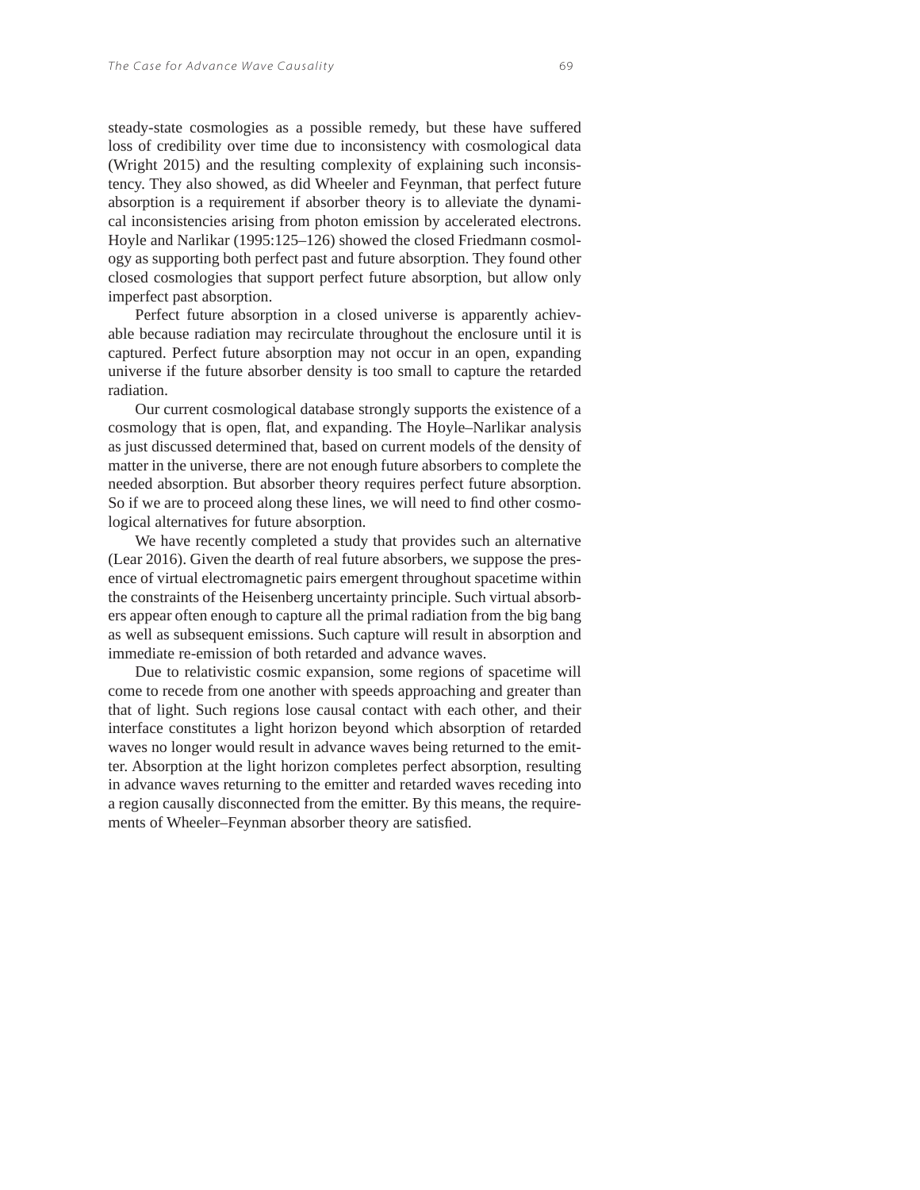steady-state cosmologies as a possible remedy, but these have suffered loss of credibility over time due to inconsistency with cosmological data (Wright 2015) and the resulting complexity of explaining such inconsistency. They also showed, as did Wheeler and Feynman, that perfect future absorption is a requirement if absorber theory is to alleviate the dynamical inconsistencies arising from photon emission by accelerated electrons. Hoyle and Narlikar (1995:125–126) showed the closed Friedmann cosmology as supporting both perfect past and future absorption. They found other closed cosmologies that support perfect future absorption, but allow only imperfect past absorption.

Perfect future absorption in a closed universe is apparently achievable because radiation may recirculate throughout the enclosure until it is captured. Perfect future absorption may not occur in an open, expanding universe if the future absorber density is too small to capture the retarded radiation.

Our current cosmological database strongly supports the existence of a cosmology that is open, flat, and expanding. The Hoyle–Narlikar analysis as just discussed determined that, based on current models of the density of matter in the universe, there are not enough future absorbers to complete the needed absorption. But absorber theory requires perfect future absorption. So if we are to proceed along these lines, we will need to find other cosmological alternatives for future absorption.

We have recently completed a study that provides such an alternative (Lear 2016). Given the dearth of real future absorbers, we suppose the presence of virtual electromagnetic pairs emergent throughout spacetime within the constraints of the Heisenberg uncertainty principle. Such virtual absorbers appear often enough to capture all the primal radiation from the big bang as well as subsequent emissions. Such capture will result in absorption and immediate re-emission of both retarded and advance waves.

Due to relativistic cosmic expansion, some regions of spacetime will come to recede from one another with speeds approaching and greater than that of light. Such regions lose causal contact with each other, and their interface constitutes a light horizon beyond which absorption of retarded waves no longer would result in advance waves being returned to the emitter. Absorption at the light horizon completes perfect absorption, resulting in advance waves returning to the emitter and retarded waves receding into a region causally disconnected from the emitter. By this means, the requirements of Wheeler–Feynman absorber theory are satisfied.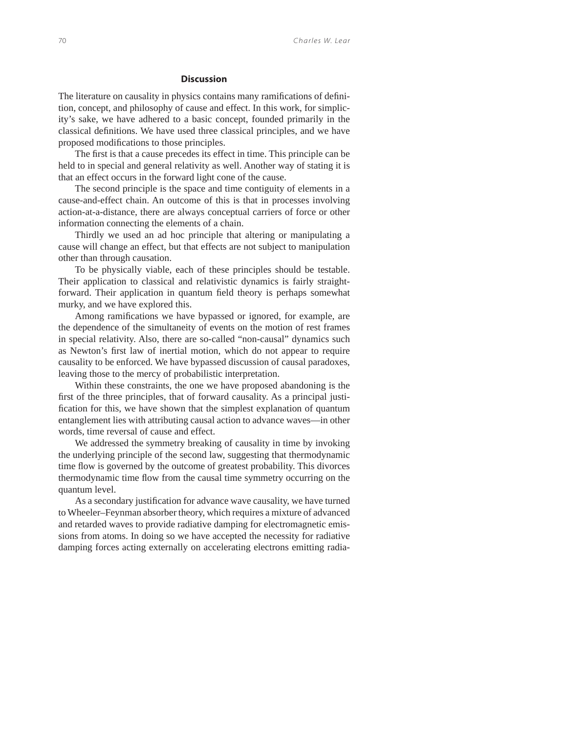## Discussion

The literature on causality in physics contains many ramifications of definition, concept, and philosophy of cause and effect. In this work, for simplicity's sake, we have adhered to a basic concept, founded primarily in the classical definitions. We have used three classical principles, and we have proposed modifications to those principles.

The first is that a cause precedes its effect in time. This principle can be held to in special and general relativity as well. Another way of stating it is that an effect occurs in the forward light cone of the cause.

The second principle is the space and time contiguity of elements in a cause-and-effect chain. An outcome of this is that in processes involving action-at-a-distance, there are always conceptual carriers of force or other information connecting the elements of a chain.

Thirdly we used an ad hoc principle that altering or manipulating a cause will change an effect, but that effects are not subject to manipulation other than through causation.

To be physically viable, each of these principles should be testable. Their application to classical and relativistic dynamics is fairly straightforward. Their application in quantum field theory is perhaps somewhat murky, and we have explored this.

Among ramifications we have bypassed or ignored, for example, are the dependence of the simultaneity of events on the motion of rest frames in special relativity. Also, there are so-called "non-causal" dynamics such as Newton's first law of inertial motion, which do not appear to require causality to be enforced. We have bypassed discussion of causal paradoxes, leaving those to the mercy of probabilistic interpretation.

Within these constraints, the one we have proposed abandoning is the first of the three principles, that of forward causality. As a principal justification for this, we have shown that the simplest explanation of quantum entanglement lies with attributing causal action to advance waves—in other words, time reversal of cause and effect.

We addressed the symmetry breaking of causality in time by invoking the underlying principle of the second law, suggesting that thermodynamic time flow is governed by the outcome of greatest probability. This divorces thermodynamic time flow from the causal time symmetry occurring on the quantum level.

As a secondary justification for advance wave causality, we have turned to Wheeler–Feynman absorber theory, which requires a mixture of advanced and retarded waves to provide radiative damping for electromagnetic emissions from atoms. In doing so we have accepted the necessity for radiative damping forces acting externally on accelerating electrons emitting radia-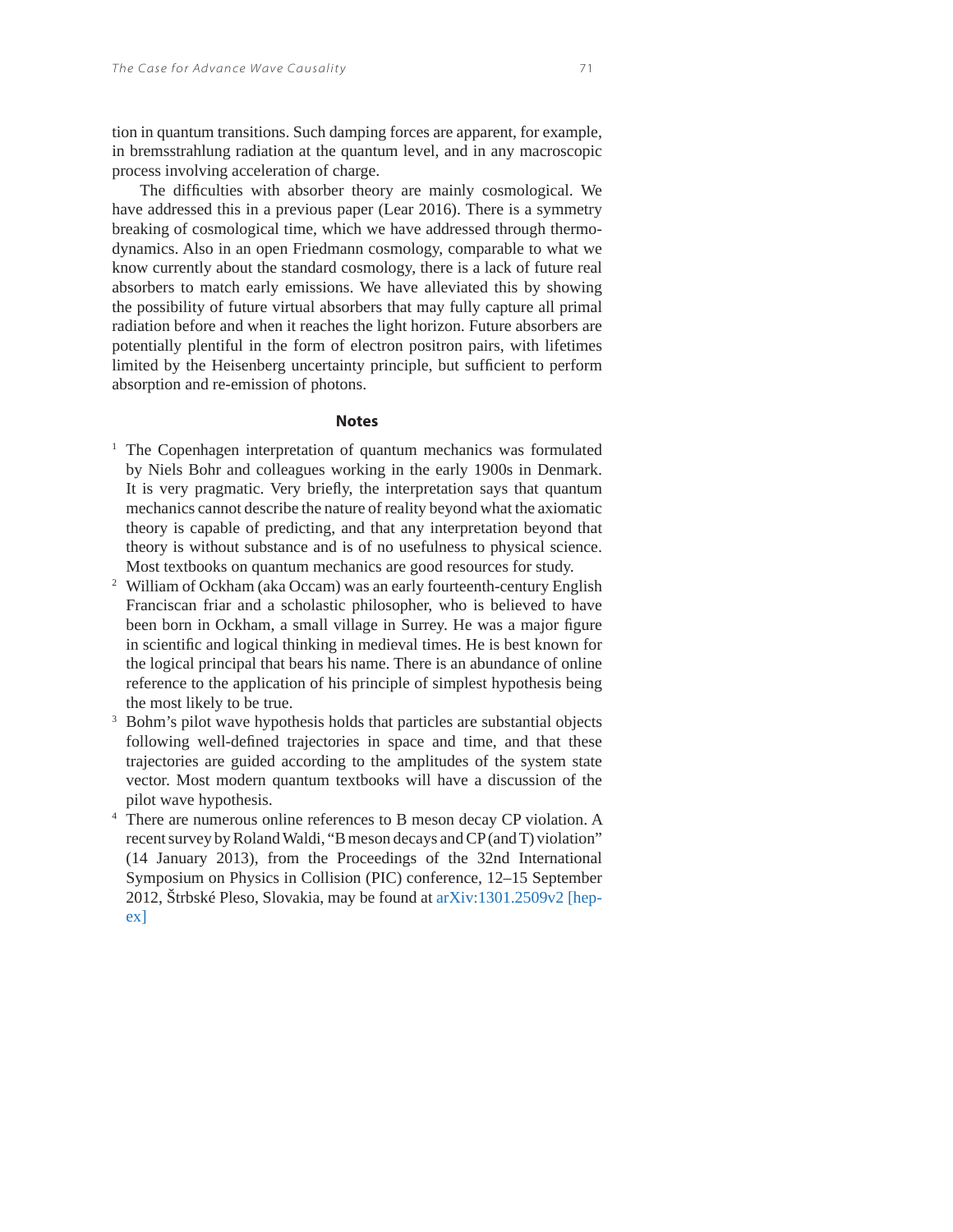tion in quantum transitions. Such damping forces are apparent, for example, in bremsstrahlung radiation at the quantum level, and in any macroscopic process involving acceleration of charge.

The difficulties with absorber theory are mainly cosmological. We have addressed this in a previous paper (Lear 2016). There is a symmetry breaking of cosmological time, which we have addressed through thermodynamics. Also in an open Friedmann cosmology, comparable to what we know currently about the standard cosmology, there is a lack of future real absorbers to match early emissions. We have alleviated this by showing the possibility of future virtual absorbers that may fully capture all primal radiation before and when it reaches the light horizon. Future absorbers are potentially plentiful in the form of electron positron pairs, with lifetimes limited by the Heisenberg uncertainty principle, but sufficient to perform absorption and re-emission of photons.

## Notes

[1] The Copenhagen interpretation of quantum mechanics was formulated by Niels Bohr and colleagues working in the early 1900s in Denmark. It is very pragmatic. Very briefly, the interpretation says that quantum mechanics cannot describe the nature of reality beyond what the axiomatic theory is capable of predicting, and that any interpretation beyond that theory is without substance and is of no usefulness to physical science. Most textbooks on quantum mechanics are good resources for study.

[2] William of Ockham (aka Occam) was an early fourteenth-century English Franciscan friar and a scholastic philosopher, who is believed to have been born in Ockham, a small village in Surrey. He was a major figure in scientific and logical thinking in medieval times. He is best known for the logical principal that bears his name. There is an abundance of online reference to the application of his principle of simplest hypothesis being the most likely to be true.

[3] Bohm's pilot wave hypothesis holds that particles are substantial objects following well-defined trajectories in space and time, and that these trajectories are guided according to the amplitudes of the system state vector. Most modern quantum textbooks will have a discussion of the pilot wave hypothesis.

[4] There are numerous online references to B meson decay CP violation. A recent survey by Roland Waldi, "B meson decays and CP (and T) violation" (14 January 2013), from the Proceedings of the 32nd International Symposium on Physics in Collision (PIC) conference, 12–15 September 2012, Štrbské Pleso, Slovakia, may be found at arXiv:1301.2509v2 [hep-ex]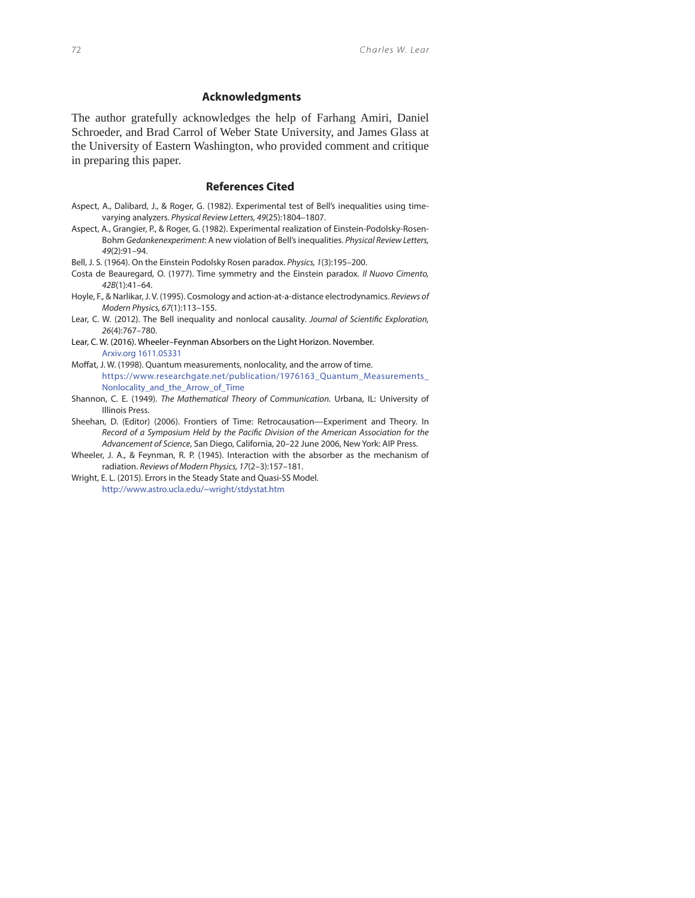## Acknowledgments

The author gratefully acknowledges the help of Farhang Amiri, Daniel Schroeder, and Brad Carrol of Weber State University, and James Glass at the University of Eastern Washington, who provided comment and critique in preparing this paper.

## References Cited

Aspect, A., Dalibard, J., & Roger, G. (1982). Experimental test of Bell's inequalities using time-varying analyzers. *Physical Review Letters, 49*(25):1804–1807.

Aspect, A., Grangier, P., & Roger, G. (1982). Experimental realization of Einstein-Podolsky-Rosen-Bohm *Gedankenexperiment*: A new violation of Bell's inequalities. *Physical Review Letters, 49*(2):91–94.

Bell, J. S. (1964). On the Einstein Podolsky Rosen paradox. *Physics, 1*(3):195–200.

Costa de Beauregard, O. (1977). Time symmetry and the Einstein paradox. *Il Nuovo Cimento, 42B*(1):41–64.

Hoyle, F., & Narlikar, J. V. (1995). Cosmology and action-at-a-distance electrodynamics. *Reviews of Modern Physics, 67*(1):113–155.

Lear, C. W. (2012). The Bell inequality and nonlocal causality. *Journal of Scientific Exploration, 26*(4):767–780.

Lear, C. W. (2016). Wheeler–Feynman Absorbers on the Light Horizon. November. Arxiv.org 1611.05331

Moffat, J. W. (1998). Quantum measurements, nonlocality, and the arrow of time. https://www.researchgate.net/publication/1976163_Quantum_Measurements_Nonlocality_and_the_Arrow_of_Time

Shannon, C. E. (1949). *The Mathematical Theory of Communication.* Urbana, IL: University of Illinois Press.

Sheehan, D. (Editor) (2006). Frontiers of Time: Retrocausation—Experiment and Theory. In *Record of a Symposium Held by the Pacific Division of the American Association for the Advancement of Science*, San Diego, California, 20–22 June 2006, New York: AIP Press.

Wheeler, J. A., & Feynman, R. P. (1945). Interaction with the absorber as the mechanism of radiation. *Reviews of Modern Physics, 17*(2–3):157–181.

Wright, E. L. (2015). Errors in the Steady State and Quasi-SS Model. http://www.astro.ucla.edu/~wright/stdystat.htm